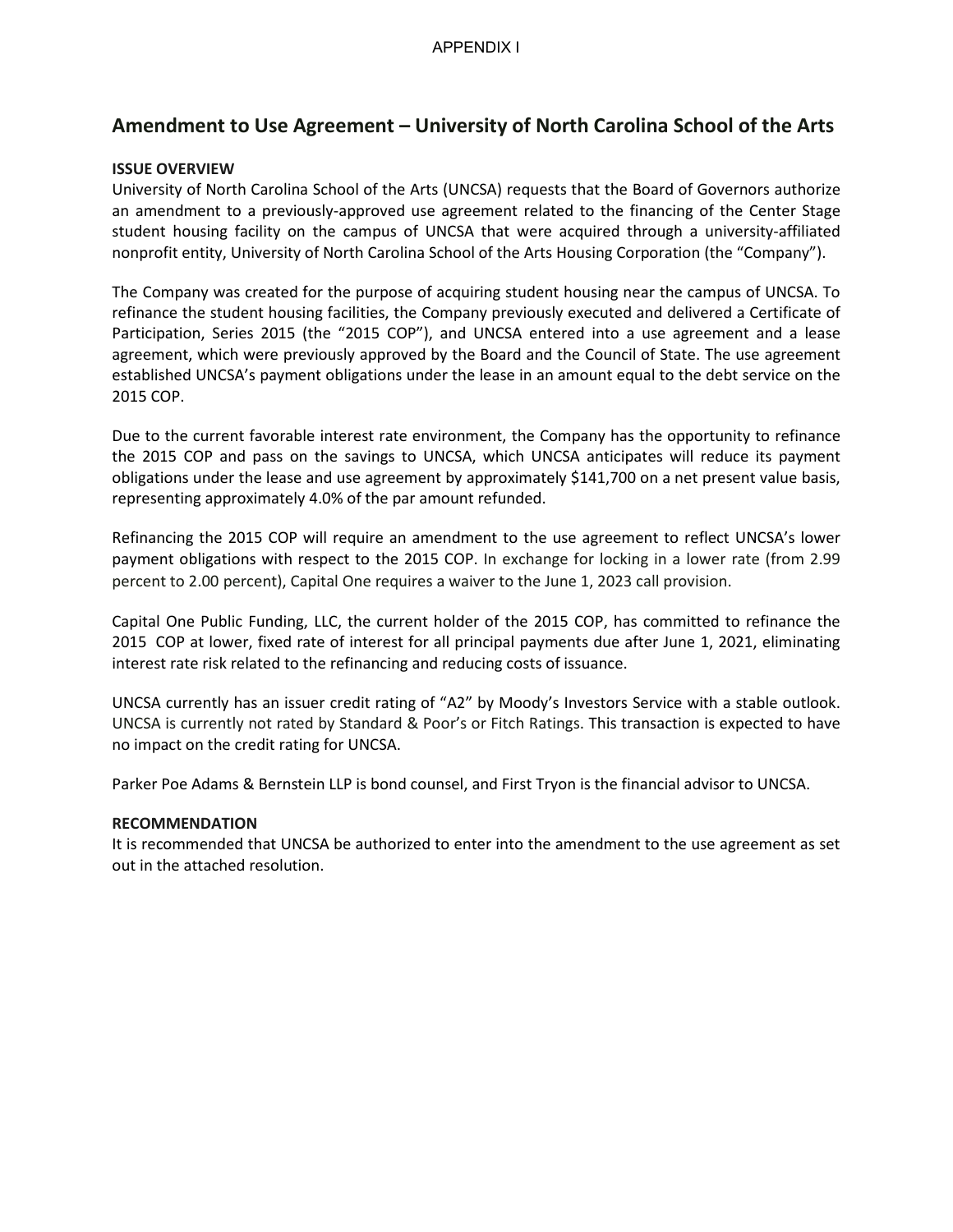APPENDIX I

# Amendment to Use Agreement – University of North Carolina School of the Arts

**ISSUE OVERVIEW**

University of North Carolina School of the Arts (UNCSA) requests that the Board of Governors authorize an amendment to a previously-approved use agreement related to the financing of the Center Stage student housing facility on the campus of UNCSA that were acquired through a university-affiliated nonprofit entity, University of North Carolina School of the Arts Housing Corporation (the "Company").

The Company was created for the purpose of acquiring student housing near the campus of UNCSA. To refinance the student housing facilities, the Company previously executed and delivered a Certificate of Participation, Series 2015 (the "2015 COP"), and UNCSA entered into a use agreement and a lease agreement, which were previously approved by the Board and the Council of State. The use agreement established UNCSA's payment obligations under the lease in an amount equal to the debt service on the 2015 COP.

Due to the current favorable interest rate environment, the Company has the opportunity to refinance the 2015 COP and pass on the savings to UNCSA, which UNCSA anticipates will reduce its payment obligations under the lease and use agreement by approximately $141,700 on a net present value basis, representing approximately 4.0% of the par amount refunded.

Refinancing the 2015 COP will require an amendment to the use agreement to reflect UNCSA's lower payment obligations with respect to the 2015 COP. In exchange for locking in a lower rate (from 2.99 percent to 2.00 percent), Capital One requires a waiver to the June 1, 2023 call provision.

Capital One Public Funding, LLC, the current holder of the 2015 COP, has committed to refinance the 2015 COP at lower, fixed rate of interest for all principal payments due after June 1, 2021, eliminating interest rate risk related to the refinancing and reducing costs of issuance.

UNCSA currently has an issuer credit rating of "A2" by Moody's Investors Service with a stable outlook. UNCSA is currently not rated by Standard & Poor's or Fitch Ratings. This transaction is expected to have no impact on the credit rating for UNCSA.

Parker Poe Adams & Bernstein LLP is bond counsel, and First Tryon is the financial advisor to UNCSA.

**RECOMMENDATION**

It is recommended that UNCSA be authorized to enter into the amendment to the use agreement as set out in the attached resolution.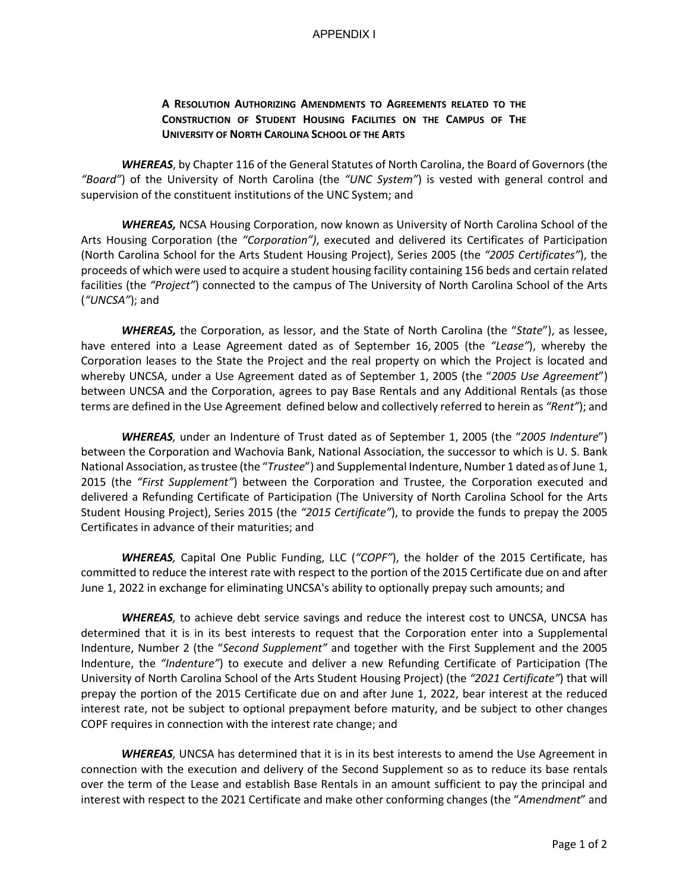APPENDIX I

**A RESOLUTION AUTHORIZING AMENDMENTS TO AGREEMENTS RELATED TO THE CONSTRUCTION OF STUDENT HOUSING FACILITIES ON THE CAMPUS OF THE UNIVERSITY OF NORTH CAROLINA SCHOOL OF THE ARTS**

***WHEREAS***, by Chapter 116 of the General Statutes of North Carolina, the Board of Governors (the *"Board"*) of the University of North Carolina (the *"UNC System"*) is vested with general control and supervision of the constituent institutions of the UNC System; and

***WHEREAS,*** NCSA Housing Corporation, now known as University of North Carolina School of the Arts Housing Corporation (the *"Corporation")*, executed and delivered its Certificates of Participation (North Carolina School for the Arts Student Housing Project), Series 2005 (the *"2005 Certificates"*), the proceeds of which were used to acquire a student housing facility containing 156 beds and certain related facilities (the *"Project"*) connected to the campus of The University of North Carolina School of the Arts (*"UNCSA"*); and

***WHEREAS,*** the Corporation, as lessor, and the State of North Carolina (the "*State*"), as lessee, have entered into a Lease Agreement dated as of September 16, 2005 (the *"Lease"*), whereby the Corporation leases to the State the Project and the real property on which the Project is located and whereby UNCSA, under a Use Agreement dated as of September 1, 2005 (the "*2005 Use Agreement*") between UNCSA and the Corporation, agrees to pay Base Rentals and any Additional Rentals (as those terms are defined in the Use Agreement defined below and collectively referred to herein as *"Rent"*); and

***WHEREAS***, under an Indenture of Trust dated as of September 1, 2005 (the "*2005 Indenture*") between the Corporation and Wachovia Bank, National Association, the successor to which is U. S. Bank National Association, as trustee (the "*Trustee*") and Supplemental Indenture, Number 1 dated as of June 1, 2015 (the *"First Supplement"*) between the Corporation and Trustee, the Corporation executed and delivered a Refunding Certificate of Participation (The University of North Carolina School for the Arts Student Housing Project), Series 2015 (the *"2015 Certificate"*), to provide the funds to prepay the 2005 Certificates in advance of their maturities; and

***WHEREAS***, Capital One Public Funding, LLC (*"COPF"*), the holder of the 2015 Certificate, has committed to reduce the interest rate with respect to the portion of the 2015 Certificate due on and after June 1, 2022 in exchange for eliminating UNCSA's ability to optionally prepay such amounts; and

***WHEREAS***, to achieve debt service savings and reduce the interest cost to UNCSA, UNCSA has determined that it is in its best interests to request that the Corporation enter into a Supplemental Indenture, Number 2 (the "*Second Supplement"* and together with the First Supplement and the 2005 Indenture, the *"Indenture"*) to execute and deliver a new Refunding Certificate of Participation (The University of North Carolina School of the Arts Student Housing Project) (the *"2021 Certificate"*) that will prepay the portion of the 2015 Certificate due on and after June 1, 2022, bear interest at the reduced interest rate, not be subject to optional prepayment before maturity, and be subject to other changes COPF requires in connection with the interest rate change; and

***WHEREAS***, UNCSA has determined that it is in its best interests to amend the Use Agreement in connection with the execution and delivery of the Second Supplement so as to reduce its base rentals over the term of the Lease and establish Base Rentals in an amount sufficient to pay the principal and interest with respect to the 2021 Certificate and make other conforming changes (the "*Amendment*" and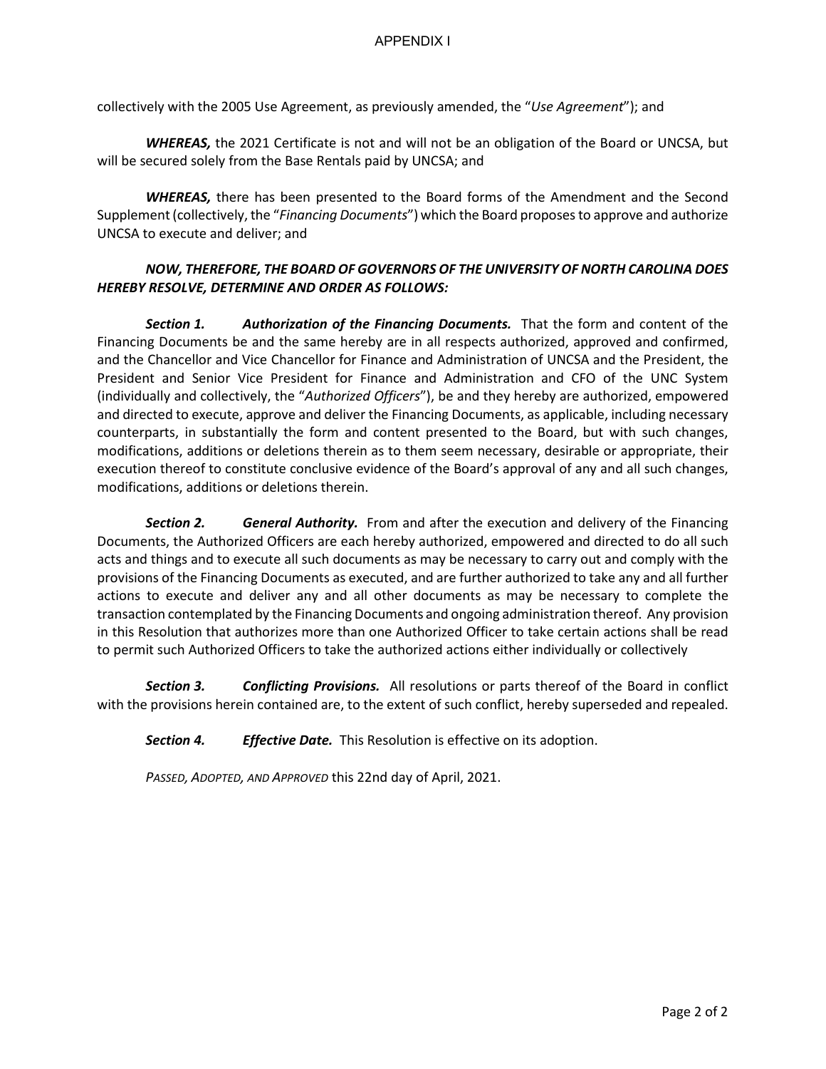collectively with the 2005 Use Agreement, as previously amended, the "*Use Agreement*"); and

***WHEREAS,*** the 2021 Certificate is not and will not be an obligation of the Board or UNCSA, but will be secured solely from the Base Rentals paid by UNCSA; and

***WHEREAS,*** there has been presented to the Board forms of the Amendment and the Second Supplement (collectively, the "*Financing Documents*") which the Board proposes to approve and authorize UNCSA to execute and deliver; and

***NOW, THEREFORE, THE BOARD OF GOVERNORS OF THE UNIVERSITY OF NORTH CAROLINA DOES HEREBY RESOLVE, DETERMINE AND ORDER AS FOLLOWS:***

***Section 1. Authorization of the Financing Documents.*** That the form and content of the Financing Documents be and the same hereby are in all respects authorized, approved and confirmed, and the Chancellor and Vice Chancellor for Finance and Administration of UNCSA and the President, the President and Senior Vice President for Finance and Administration and CFO of the UNC System (individually and collectively, the "*Authorized Officers*"), be and they hereby are authorized, empowered and directed to execute, approve and deliver the Financing Documents, as applicable, including necessary counterparts, in substantially the form and content presented to the Board, but with such changes, modifications, additions or deletions therein as to them seem necessary, desirable or appropriate, their execution thereof to constitute conclusive evidence of the Board's approval of any and all such changes, modifications, additions or deletions therein.

***Section 2. General Authority.*** From and after the execution and delivery of the Financing Documents, the Authorized Officers are each hereby authorized, empowered and directed to do all such acts and things and to execute all such documents as may be necessary to carry out and comply with the provisions of the Financing Documents as executed, and are further authorized to take any and all further actions to execute and deliver any and all other documents as may be necessary to complete the transaction contemplated by the Financing Documents and ongoing administration thereof. Any provision in this Resolution that authorizes more than one Authorized Officer to take certain actions shall be read to permit such Authorized Officers to take the authorized actions either individually or collectively

***Section 3. Conflicting Provisions.*** All resolutions or parts thereof of the Board in conflict with the provisions herein contained are, to the extent of such conflict, hereby superseded and repealed.

***Section 4. Effective Date.*** This Resolution is effective on its adoption.

*PASSED, ADOPTED, AND APPROVED* this 22nd day of April, 2021.